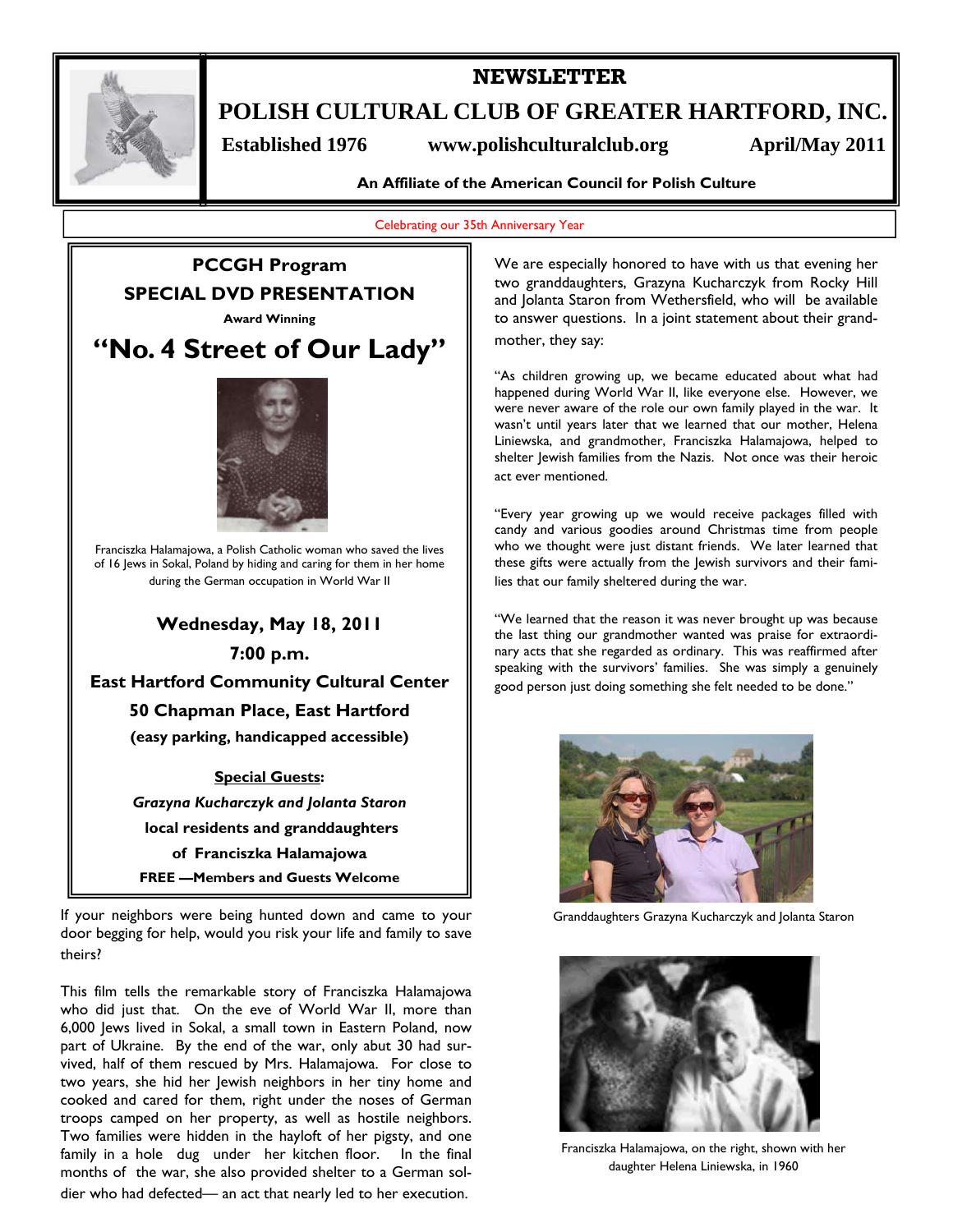# NEWSLETTER

# POLISH CULTURAL CLUB OF GREATER HARTFORD, INC.

**Established 1976** **www.polishculturalclub.org** **April/May 2011**

**An Affiliate of the American Council for Polish Culture**

Celebrating our 35th Anniversary Year

## PCCGH Program

## SPECIAL DVD PRESENTATION

**Award Winning**

# "No. 4 Street of Our Lady"

Franciszka Halamajowa, a Polish Catholic woman who saved the lives of 16 Jews in Sokal, Poland by hiding and caring for them in her home during the German occupation in World War II

**Wednesday, May 18, 2011**

**7:00 p.m.**

**East Hartford Community Cultural Center**

**50 Chapman Place, East Hartford**

**(easy parking, handicapped accessible)**

**Special Guests:**

***Grazyna Kucharczyk and Jolanta Staron***

**local residents and granddaughters**

**of Franciszka Halamajowa**

**FREE —Members and Guests Welcome**

If your neighbors were being hunted down and came to your door begging for help, would you risk your life and family to save theirs?

This film tells the remarkable story of Franciszka Halamajowa who did just that. On the eve of World War II, more than 6,000 Jews lived in Sokal, a small town in Eastern Poland, now part of Ukraine. By the end of the war, only abut 30 had survived, half of them rescued by Mrs. Halamajowa. For close to two years, she hid her Jewish neighbors in her tiny home and cooked and cared for them, right under the noses of German troops camped on her property, as well as hostile neighbors. Two families were hidden in the hayloft of her pigsty, and one family in a hole dug under her kitchen floor. In the final months of the war, she also provided shelter to a German soldier who had defected— an act that nearly led to her execution.

We are especially honored to have with us that evening her two granddaughters, Grazyna Kucharczyk from Rocky Hill and Jolanta Staron from Wethersfield, who will be available to answer questions. In a joint statement about their grandmother, they say:

"As children growing up, we became educated about what had happened during World War II, like everyone else. However, we were never aware of the role our own family played in the war. It wasn't until years later that we learned that our mother, Helena Liniewska, and grandmother, Franciszka Halamajowa, helped to shelter Jewish families from the Nazis. Not once was their heroic act ever mentioned.

"Every year growing up we would receive packages filled with candy and various goodies around Christmas time from people who we thought were just distant friends. We later learned that these gifts were actually from the Jewish survivors and their families that our family sheltered during the war.

"We learned that the reason it was never brought up was because the last thing our grandmother wanted was praise for extraordinary acts that she regarded as ordinary. This was reaffirmed after speaking with the survivors' families. She was simply a genuinely good person just doing something she felt needed to be done."

Granddaughters Grazyna Kucharczyk and Jolanta Staron

Franciszka Halamajowa, on the right, shown with her daughter Helena Liniewska, in 1960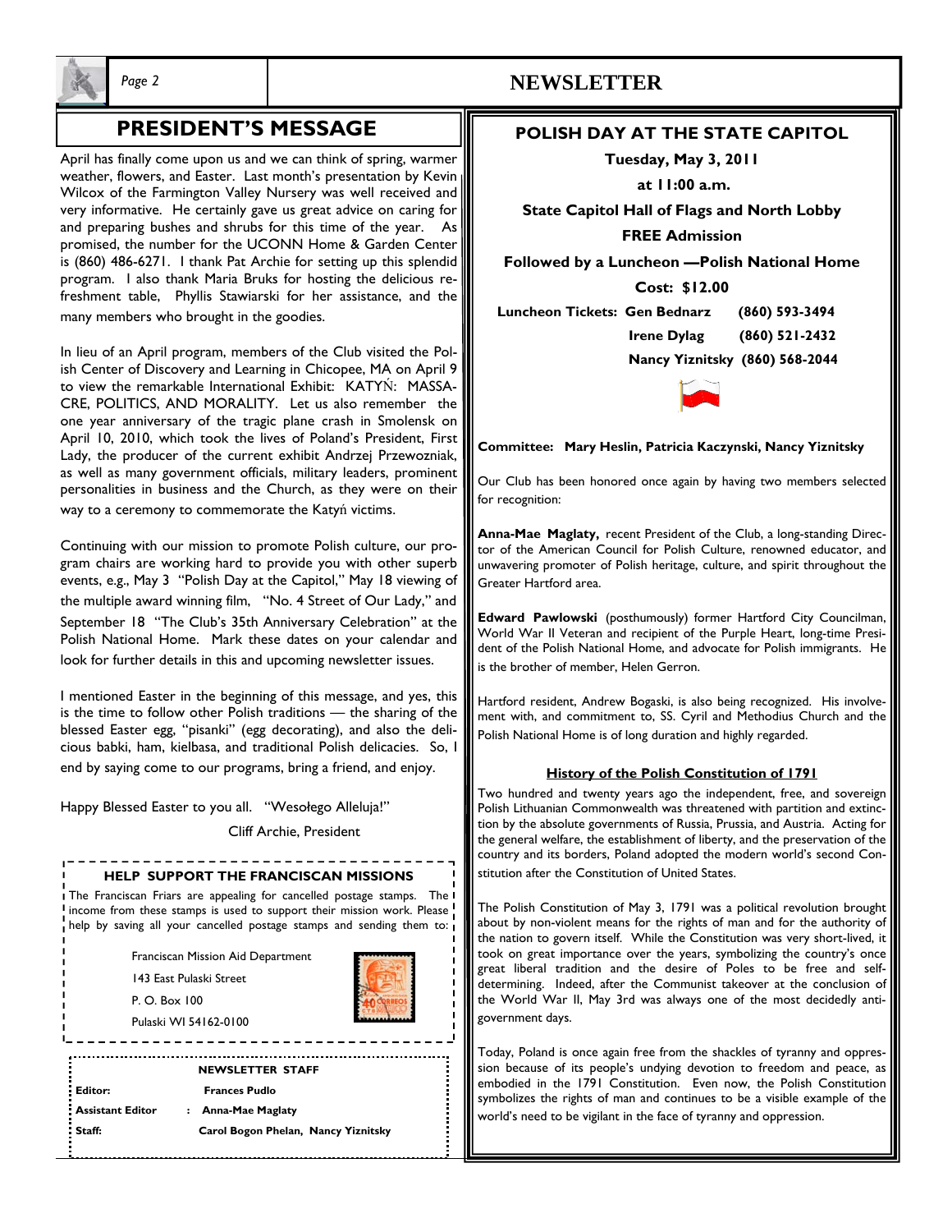## PRESIDENT'S MESSAGE

April has finally come upon us and we can think of spring, warmer weather, flowers, and Easter. Last month's presentation by Kevin Wilcox of the Farmington Valley Nursery was well received and very informative. He certainly gave us great advice on caring for and preparing bushes and shrubs for this time of the year. As promised, the number for the UCONN Home & Garden Center is (860) 486-6271. I thank Pat Archie for setting up this splendid program. I also thank Maria Bruks for hosting the delicious refreshment table, Phyllis Stawiarski for her assistance, and the many members who brought in the goodies.

In lieu of an April program, members of the Club visited the Polish Center of Discovery and Learning in Chicopee, MA on April 9 to view the remarkable International Exhibit: KATYŃ: MASSACRE, POLITICS, AND MORALITY. Let us also remember the one year anniversary of the tragic plane crash in Smolensk on April 10, 2010, which took the lives of Poland's President, First Lady, the producer of the current exhibit Andrzej Przewozniak, as well as many government officials, military leaders, prominent personalities in business and the Church, as they were on their way to a ceremony to commemorate the Katyń victims.

Continuing with our mission to promote Polish culture, our program chairs are working hard to provide you with other superb events, e.g., May 3 "Polish Day at the Capitol," May 18 viewing of the multiple award winning film, "No. 4 Street of Our Lady," and September 18 "The Club's 35th Anniversary Celebration" at the Polish National Home. Mark these dates on your calendar and look for further details in this and upcoming newsletter issues.

I mentioned Easter in the beginning of this message, and yes, this is the time to follow other Polish traditions — the sharing of the blessed Easter egg, "pisanki" (egg decorating), and also the delicious babki, ham, kielbasa, and traditional Polish delicacies. So, I end by saying come to our programs, bring a friend, and enjoy.

Happy Blessed Easter to you all. "Wesołego Alleluja!"

Cliff Archie, President

### HELP SUPPORT THE FRANCISCAN MISSIONS

The Franciscan Friars are appealing for cancelled postage stamps. The income from these stamps is used to support their mission work. Please help by saving all your cancelled postage stamps and sending them to:

Franciscan Mission Aid Department
143 East Pulaski Street
P. O. Box 100
Pulaski WI 54162-0100

### NEWSLETTER STAFF

**Editor:** Frances Pudlo
**Assistant Editor:** Anna-Mae Maglaty
**Staff:** Carol Bogon Phelan, Nancy Yiznitsky

## POLISH DAY AT THE STATE CAPITOL

**Tuesday, May 3, 2011**

**at 11:00 a.m.**

**State Capitol Hall of Flags and North Lobby**

**FREE Admission**

**Followed by a Luncheon —Polish National Home**

**Cost: $12.00**

**Luncheon Tickets:** Gen Bednarz (860) 593-3494
Irene Dylag (860) 521-2432
Nancy Yiznitsky (860) 568-2044

**Committee: Mary Heslin, Patricia Kaczynski, Nancy Yiznitsky**

Our Club has been honored once again by having two members selected for recognition:

**Anna-Mae Maglaty,** recent President of the Club, a long-standing Director of the American Council for Polish Culture, renowned educator, and unwavering promoter of Polish heritage, culture, and spirit throughout the Greater Hartford area.

**Edward Pawlowski** (posthumously) former Hartford City Councilman, World War II Veteran and recipient of the Purple Heart, long-time President of the Polish National Home, and advocate for Polish immigrants. He is the brother of member, Helen Gerron.

Hartford resident, Andrew Bogaski, is also being recognized. His involvement with, and commitment to, SS. Cyril and Methodius Church and the Polish National Home is of long duration and highly regarded.

### History of the Polish Constitution of 1791

Two hundred and twenty years ago the independent, free, and sovereign Polish Lithuanian Commonwealth was threatened with partition and extinction by the absolute governments of Russia, Prussia, and Austria. Acting for the general welfare, the establishment of liberty, and the preservation of the country and its borders, Poland adopted the modern world's second Constitution after the Constitution of United States.

The Polish Constitution of May 3, 1791 was a political revolution brought about by non-violent means for the rights of man and for the authority of the nation to govern itself. While the Constitution was very short-lived, it took on great importance over the years, symbolizing the country's once great liberal tradition and the desire of Poles to be free and self-determining. Indeed, after the Communist takeover at the conclusion of the World War II, May 3rd was always one of the most decidedly anti-government days.

Today, Poland is once again free from the shackles of tyranny and oppression because of its people's undying devotion to freedom and peace, as embodied in the 1791 Constitution. Even now, the Polish Constitution symbolizes the rights of man and continues to be a visible example of the world's need to be vigilant in the face of tyranny and oppression.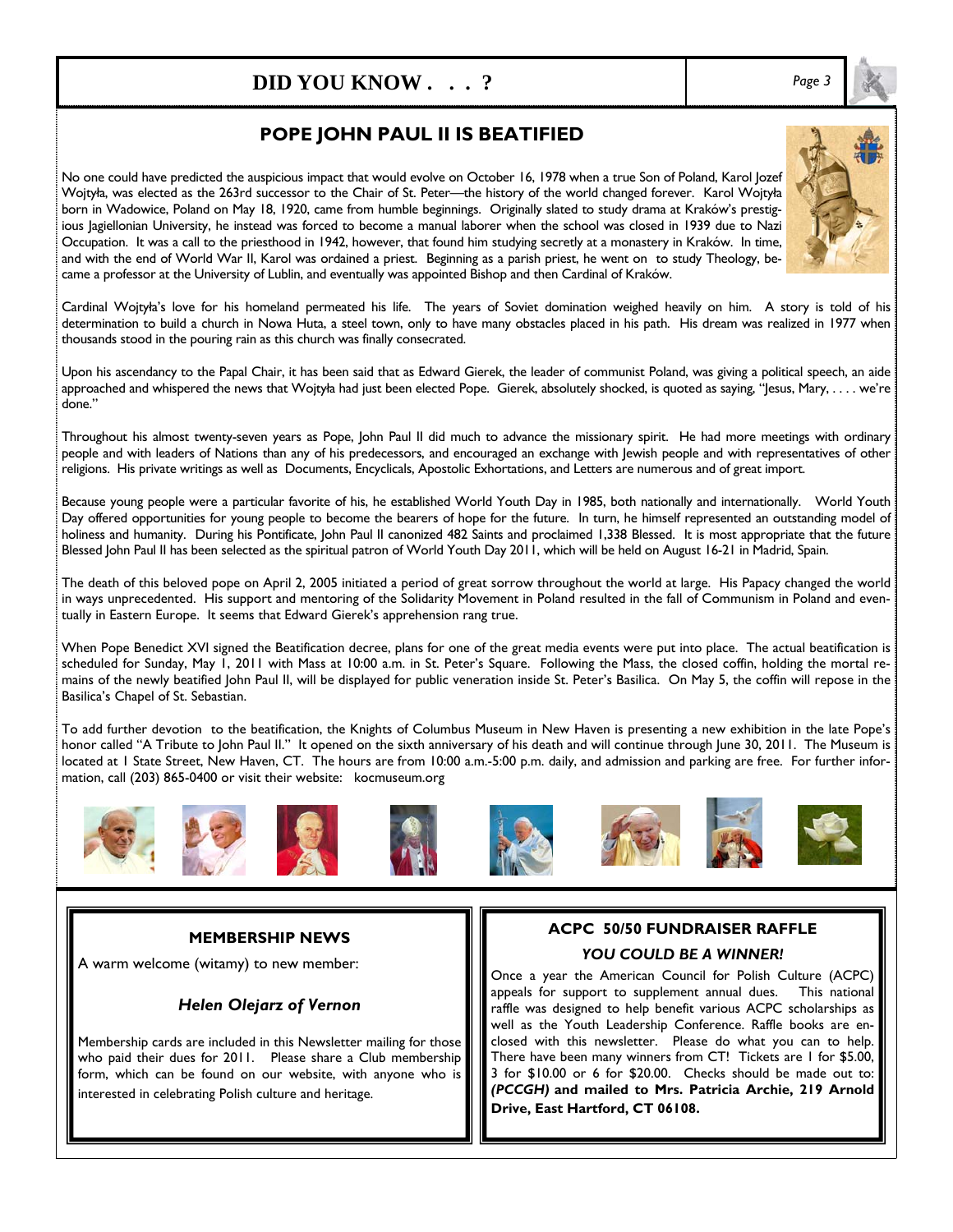# DID YOU KNOW . . . ?

## POPE JOHN PAUL II IS BEATIFIED

No one could have predicted the auspicious impact that would evolve on October 16, 1978 when a true Son of Poland, Karol Jozef Wojtyła, was elected as the 263rd successor to the Chair of St. Peter—the history of the world changed forever. Karol Wojtyła born in Wadowice, Poland on May 18, 1920, came from humble beginnings. Originally slated to study drama at Kraków's prestigious Jagiellonian University, he instead was forced to become a manual laborer when the school was closed in 1939 due to Nazi Occupation. It was a call to the priesthood in 1942, however, that found him studying secretly at a monastery in Kraków. In time, and with the end of World War II, Karol was ordained a priest. Beginning as a parish priest, he went on to study Theology, became a professor at the University of Lublin, and eventually was appointed Bishop and then Cardinal of Kraków.

Cardinal Wojtyła's love for his homeland permeated his life. The years of Soviet domination weighed heavily on him. A story is told of his determination to build a church in Nowa Huta, a steel town, only to have many obstacles placed in his path. His dream was realized in 1977 when thousands stood in the pouring rain as this church was finally consecrated.

Upon his ascendancy to the Papal Chair, it has been said that as Edward Gierek, the leader of communist Poland, was giving a political speech, an aide approached and whispered the news that Wojtyła had just been elected Pope. Gierek, absolutely shocked, is quoted as saying, "Jesus, Mary, . . . . we're done."

Throughout his almost twenty-seven years as Pope, John Paul II did much to advance the missionary spirit. He had more meetings with ordinary people and with leaders of Nations than any of his predecessors, and encouraged an exchange with Jewish people and with representatives of other religions. His private writings as well as Documents, Encyclicals, Apostolic Exhortations, and Letters are numerous and of great import.

Because young people were a particular favorite of his, he established World Youth Day in 1985, both nationally and internationally. World Youth Day offered opportunities for young people to become the bearers of hope for the future. In turn, he himself represented an outstanding model of holiness and humanity. During his Pontificate, John Paul II canonized 482 Saints and proclaimed 1,338 Blessed. It is most appropriate that the future Blessed John Paul II has been selected as the spiritual patron of World Youth Day 2011, which will be held on August 16-21 in Madrid, Spain.

The death of this beloved pope on April 2, 2005 initiated a period of great sorrow throughout the world at large. His Papacy changed the world in ways unprecedented. His support and mentoring of the Solidarity Movement in Poland resulted in the fall of Communism in Poland and eventually in Eastern Europe. It seems that Edward Gierek's apprehension rang true.

When Pope Benedict XVI signed the Beatification decree, plans for one of the great media events were put into place. The actual beatification is scheduled for Sunday, May 1, 2011 with Mass at 10:00 a.m. in St. Peter's Square. Following the Mass, the closed coffin, holding the mortal remains of the newly beatified John Paul II, will be displayed for public veneration inside St. Peter's Basilica. On May 5, the coffin will repose in the Basilica's Chapel of St. Sebastian.

To add further devotion to the beatification, the Knights of Columbus Museum in New Haven is presenting a new exhibition in the late Pope's honor called "A Tribute to John Paul II." It opened on the sixth anniversary of his death and will continue through June 30, 2011. The Museum is located at 1 State Street, New Haven, CT. The hours are from 10:00 a.m.-5:00 p.m. daily, and admission and parking are free. For further information, call (203) 865-0400 or visit their website: kocmuseum.org

### MEMBERSHIP NEWS

A warm welcome (witamy) to new member:

***Helen Olejarz of Vernon***

Membership cards are included in this Newsletter mailing for those who paid their dues for 2011. Please share a Club membership form, which can be found on our website, with anyone who is interested in celebrating Polish culture and heritage.

### ACPC 50/50 FUNDRAISER RAFFLE

***YOU COULD BE A WINNER!***

Once a year the American Council for Polish Culture (ACPC) appeals for support to supplement annual dues. This national raffle was designed to help benefit various ACPC scholarships as well as the Youth Leadership Conference. Raffle books are enclosed with this newsletter. Please do what you can to help. There have been many winners from CT! Tickets are 1 for $5.00, 3 for $10.00 or 6 for $20.00. Checks should be made out to: ***(PCCGH)*** **and mailed to Mrs. Patricia Archie, 219 Arnold Drive, East Hartford, CT 06108.**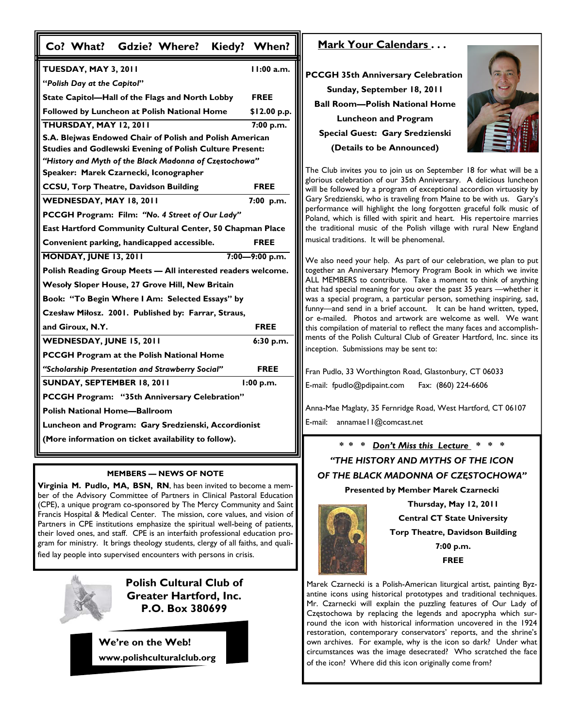## Co? What? Gdzie? Where? Kiedy? When?

**TUESDAY, MAY 3, 2011** — **11:00 a.m.**

***"Polish Day at the Capitol"***

**State Capitol—Hall of the Flags and North Lobby** — **FREE**

**Followed by Luncheon at Polish National Home** — **$12.00 p.p.**

**THURSDAY, MAY 12, 2011** — **7:00 p.m.**

**S.A. Blejwas Endowed Chair of Polish and Polish American Studies and Godlewski Evening of Polish Culture Present:**

***"History and Myth of the Black Madonna of Częstochowa"***

**Speaker: Marek Czarnecki, Iconographer**

**CCSU, Torp Theatre, Davidson Building** — **FREE**

**WEDNESDAY, MAY 18, 2011** — **7:00 p.m.**

**PCCGH Program: Film: *"No. 4 Street of Our Lady"***

**East Hartford Community Cultural Center, 50 Chapman Place**

**Convenient parking, handicapped accessible.** — **FREE**

**MONDAY, JUNE 13, 2011** — **7:00—9:00 p.m.**

**Polish Reading Group Meets — All interested readers welcome.**

**Wesoły Sloper House, 27 Grove Hill, New Britain**

**Book: "To Begin Where I Am: Selected Essays" by Czesław Miłosz. 2001. Published by: Farrar, Straus, and Giroux, N.Y.** — **FREE**

**WEDNESDAY, JUNE 15, 2011** — **6:30 p.m.**

**PCCGH Program at the Polish National Home**

***"Scholarship Presentation and Strawberry Social"*** — **FREE**

**SUNDAY, SEPTEMBER 18, 2011** — **1:00 p.m.**

**PCCGH Program: "35th Anniversary Celebration"**

**Polish National Home—Ballroom**

**Luncheon and Program: Gary Sredzienski, Accordionist**

**(More information on ticket availability to follow).**

### MEMBERS — NEWS OF NOTE

**Virginia M. Pudlo, MA, BSN, RN**, has been invited to become a member of the Advisory Committee of Partners in Clinical Pastoral Education (CPE), a unique program co-sponsored by The Mercy Community and Saint Francis Hospital & Medical Center. The mission, core values, and vision of Partners in CPE institutions emphasize the spiritual well-being of patients, their loved ones, and staff. CPE is an interfaith professional education program for ministry. It brings theology students, clergy of all faiths, and qualified lay people into supervised encounters with persons in crisis.

**Polish Cultural Club of Greater Hartford, Inc.**
**P.O. Box 380699**

**We're on the Web!**
**www.polishculturalclub.org**

## Mark Your Calendars . . .

**PCCGH 35th Anniversary Celebration**
**Sunday, September 18, 2011**
**Ball Room—Polish National Home**
**Luncheon and Program**
**Special Guest: Gary Sredzienski**
**(Details to be Announced)**

The Club invites you to join us on September 18 for what will be a glorious celebration of our 35th Anniversary. A delicious luncheon will be followed by a program of exceptional accordion virtuosity by Gary Sredzienski, who is traveling from Maine to be with us. Gary's performance will highlight the long forgotten graceful folk music of Poland, which is filled with spirit and heart. His repertoire marries the traditional music of the Polish village with rural New England musical traditions. It will be phenomenal.

We also need your help. As part of our celebration, we plan to put together an Anniversary Memory Program Book in which we invite ALL MEMBERS to contribute. Take a moment to think of anything that had special meaning for you over the past 35 years —whether it was a special program, a particular person, something inspiring, sad, funny—and send in a brief account. It can be hand written, typed, or e-mailed. Photos and artwork are welcome as well. We want this compilation of material to reflect the many faces and accomplishments of the Polish Cultural Club of Greater Hartford, Inc. since its inception. Submissions may be sent to:

Fran Pudlo, 33 Worthington Road, Glastonbury, CT 06033
E-mail: fpudlo@pdipaint.com Fax: (860) 224-6606

Anna-Mae Maglaty, 35 Fernridge Road, West Hartford, CT 06107
E-mail: annamae11@comcast.net

## * * * *Don't Miss this Lecture* * * *

### *"THE HISTORY AND MYTHS OF THE ICON OF THE BLACK MADONNA OF CZĘSTOCHOWA"*

**Presented by Member Marek Czarnecki**

**Thursday, May 12, 2011**
**Central CT State University**
**Torp Theatre, Davidson Building**
**7:00 p.m.**
**FREE**

Marek Czarnecki is a Polish-American liturgical artist, painting Byzantine icons using historical prototypes and traditional techniques. Mr. Czarnecki will explain the puzzling features of Our Lady of Częstochowa by replacing the legends and apocrypha which surround the icon with historical information uncovered in the 1924 restoration, contemporary conservators' reports, and the shrine's own archives. For example, why is the icon so dark? Under what circumstances was the image desecrated? Who scratched the face of the icon? Where did this icon originally come from?